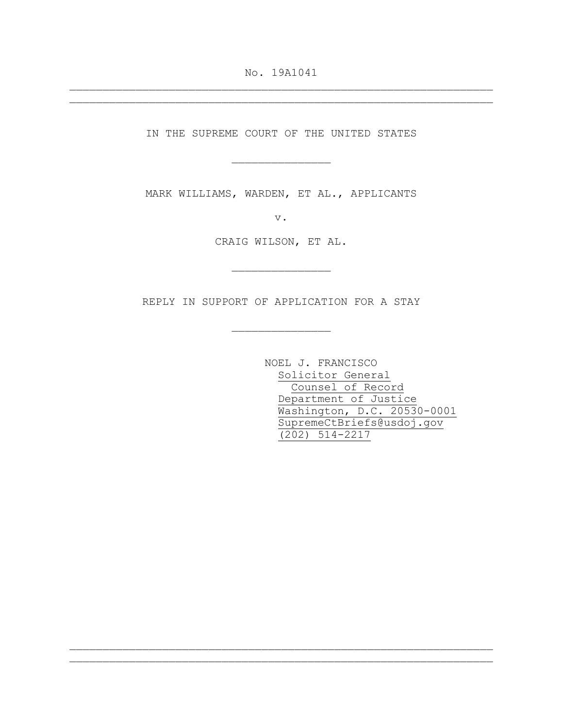No. 19A1041

---

IN THE SUPREME COURT OF THE UNITED STATES

---

MARK WILLIAMS, WARDEN, ET AL., APPLICANTS

v.

CRAIG WILSON, ET AL.

---

REPLY IN SUPPORT OF APPLICATION FOR A STAY

---

NOEL J. FRANCISCO
Solicitor General
Counsel of Record
Department of Justice
Washington, D.C. 20530-0001
SupremeCtBriefs@usdoj.gov
(202) 514-2217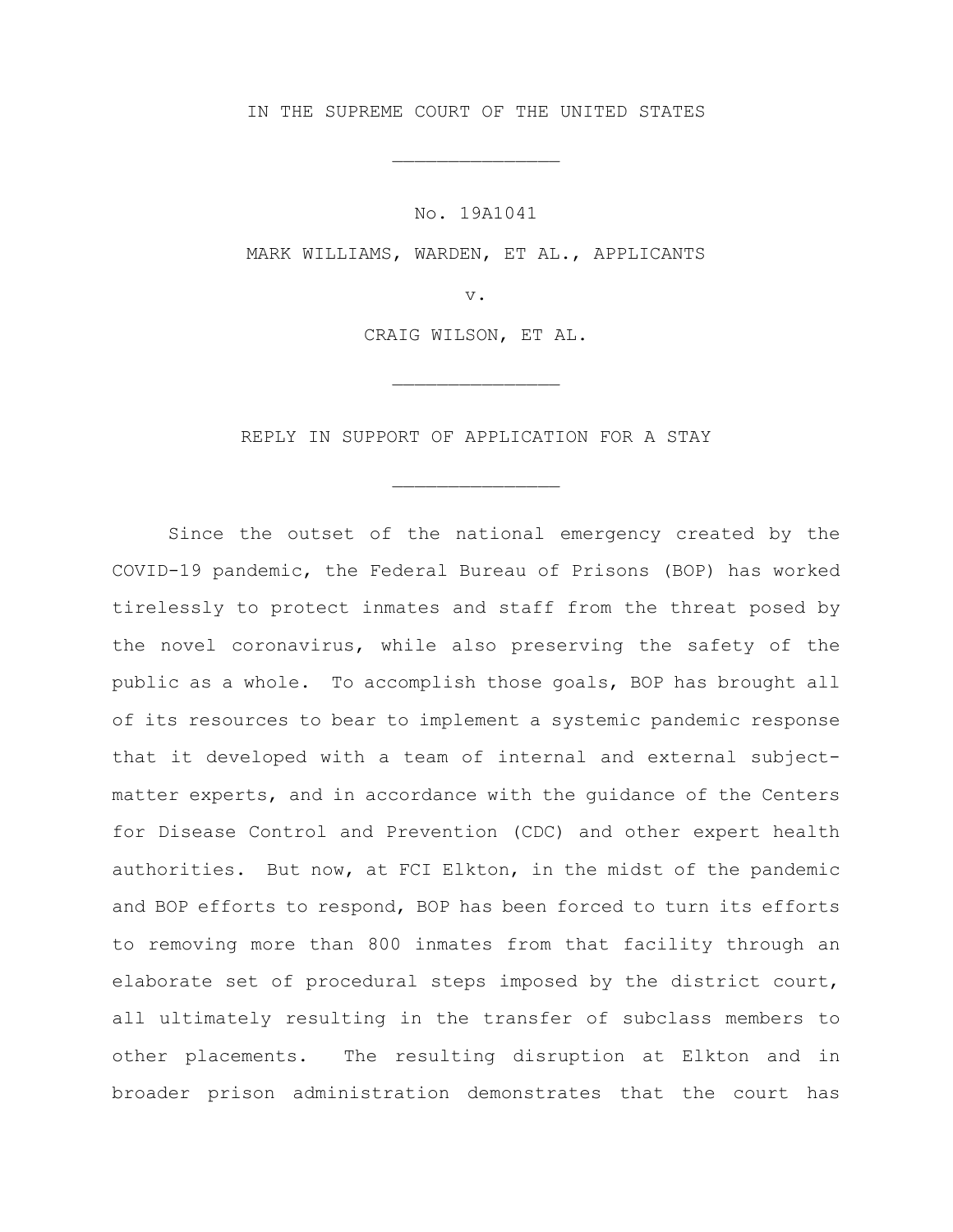IN THE SUPREME COURT OF THE UNITED STATES

---

No. 19A1041

MARK WILLIAMS, WARDEN, ET AL., APPLICANTS

v.

CRAIG WILSON, ET AL.

---

REPLY IN SUPPORT OF APPLICATION FOR A STAY

---

Since the outset of the national emergency created by the COVID-19 pandemic, the Federal Bureau of Prisons (BOP) has worked tirelessly to protect inmates and staff from the threat posed by the novel coronavirus, while also preserving the safety of the public as a whole. To accomplish those goals, BOP has brought all of its resources to bear to implement a systemic pandemic response that it developed with a team of internal and external subject-matter experts, and in accordance with the guidance of the Centers for Disease Control and Prevention (CDC) and other expert health authorities. But now, at FCI Elkton, in the midst of the pandemic and BOP efforts to respond, BOP has been forced to turn its efforts to removing more than 800 inmates from that facility through an elaborate set of procedural steps imposed by the district court, all ultimately resulting in the transfer of subclass members to other placements. The resulting disruption at Elkton and in broader prison administration demonstrates that the court has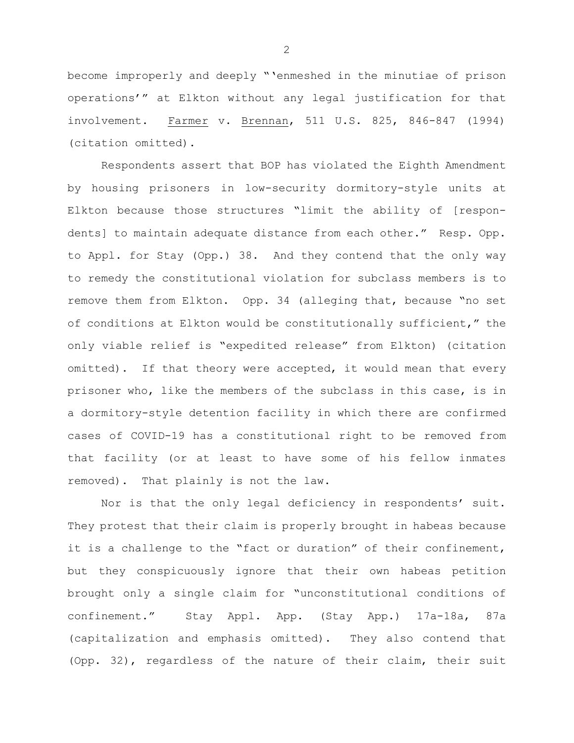become improperly and deeply "'enmeshed in the minutiae of prison operations'" at Elkton without any legal justification for that involvement. Farmer v. Brennan, 511 U.S. 825, 846-847 (1994) (citation omitted).

Respondents assert that BOP has violated the Eighth Amendment by housing prisoners in low-security dormitory-style units at Elkton because those structures "limit the ability of [respondents] to maintain adequate distance from each other." Resp. Opp. to Appl. for Stay (Opp.) 38. And they contend that the only way to remedy the constitutional violation for subclass members is to remove them from Elkton. Opp. 34 (alleging that, because "no set of conditions at Elkton would be constitutionally sufficient," the only viable relief is "expedited release" from Elkton) (citation omitted). If that theory were accepted, it would mean that every prisoner who, like the members of the subclass in this case, is in a dormitory-style detention facility in which there are confirmed cases of COVID-19 has a constitutional right to be removed from that facility (or at least to have some of his fellow inmates removed). That plainly is not the law.

Nor is that the only legal deficiency in respondents' suit. They protest that their claim is properly brought in habeas because it is a challenge to the "fact or duration" of their confinement, but they conspicuously ignore that their own habeas petition brought only a single claim for "unconstitutional conditions of confinement." Stay Appl. App. (Stay App.) 17a-18a, 87a (capitalization and emphasis omitted). They also contend that (Opp. 32), regardless of the nature of their claim, their suit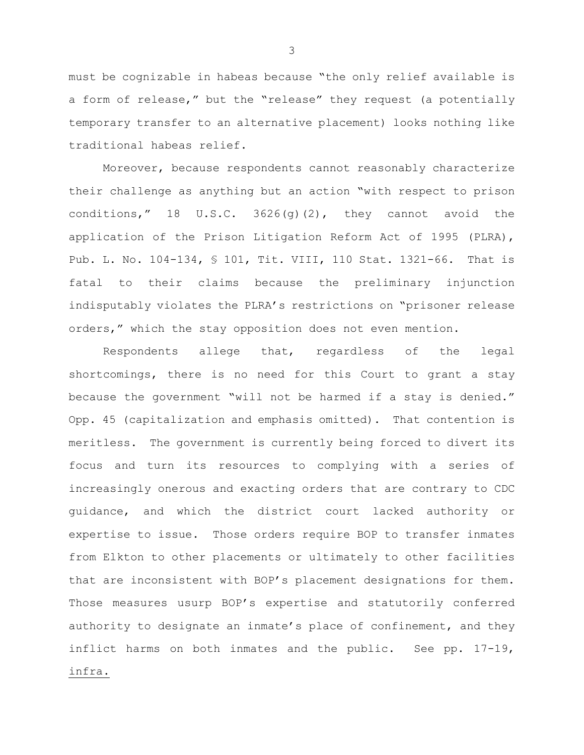must be cognizable in habeas because "the only relief available is a form of release," but the "release" they request (a potentially temporary transfer to an alternative placement) looks nothing like traditional habeas relief.

Moreover, because respondents cannot reasonably characterize their challenge as anything but an action "with respect to prison conditions," 18 U.S.C. 3626(g)(2), they cannot avoid the application of the Prison Litigation Reform Act of 1995 (PLRA), Pub. L. No. 104-134, § 101, Tit. VIII, 110 Stat. 1321-66. That is fatal to their claims because the preliminary injunction indisputably violates the PLRA's restrictions on "prisoner release orders," which the stay opposition does not even mention.

Respondents allege that, regardless of the legal shortcomings, there is no need for this Court to grant a stay because the government "will not be harmed if a stay is denied." Opp. 45 (capitalization and emphasis omitted). That contention is meritless. The government is currently being forced to divert its focus and turn its resources to complying with a series of increasingly onerous and exacting orders that are contrary to CDC guidance, and which the district court lacked authority or expertise to issue. Those orders require BOP to transfer inmates from Elkton to other placements or ultimately to other facilities that are inconsistent with BOP's placement designations for them. Those measures usurp BOP's expertise and statutorily conferred authority to designate an inmate's place of confinement, and they inflict harms on both inmates and the public. See pp. 17-19, infra.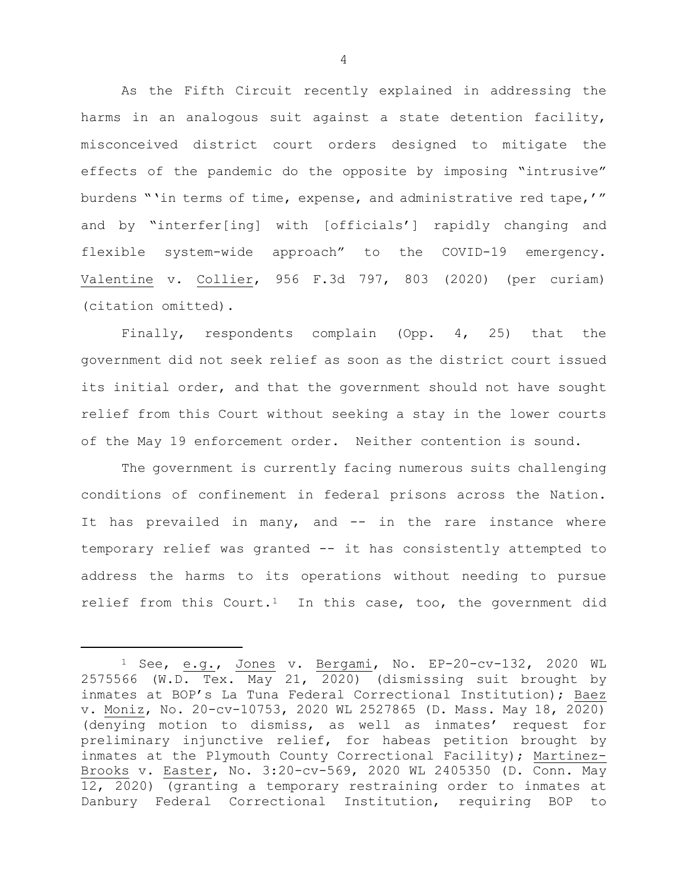As the Fifth Circuit recently explained in addressing the harms in an analogous suit against a state detention facility, misconceived district court orders designed to mitigate the effects of the pandemic do the opposite by imposing "intrusive" burdens "'in terms of time, expense, and administrative red tape,'" and by "interfer[ing] with [officials'] rapidly changing and flexible system-wide approach" to the COVID-19 emergency. Valentine v. Collier, 956 F.3d 797, 803 (2020) (per curiam) (citation omitted).

Finally, respondents complain (Opp. 4, 25) that the government did not seek relief as soon as the district court issued its initial order, and that the government should not have sought relief from this Court without seeking a stay in the lower courts of the May 19 enforcement order. Neither contention is sound.

The government is currently facing numerous suits challenging conditions of confinement in federal prisons across the Nation. It has prevailed in many, and -- in the rare instance where temporary relief was granted -- it has consistently attempted to address the harms to its operations without needing to pursue relief from this Court.[1] In this case, too, the government did

---

[1] See, e.g., Jones v. Bergami, No. EP-20-cv-132, 2020 WL 2575566 (W.D. Tex. May 21, 2020) (dismissing suit brought by inmates at BOP's La Tuna Federal Correctional Institution); Baez v. Moniz, No. 20-cv-10753, 2020 WL 2527865 (D. Mass. May 18, 2020) (denying motion to dismiss, as well as inmates' request for preliminary injunctive relief, for habeas petition brought by inmates at the Plymouth County Correctional Facility); Martinez-Brooks v. Easter, No. 3:20-cv-569, 2020 WL 2405350 (D. Conn. May 12, 2020) (granting a temporary restraining order to inmates at Danbury Federal Correctional Institution, requiring BOP to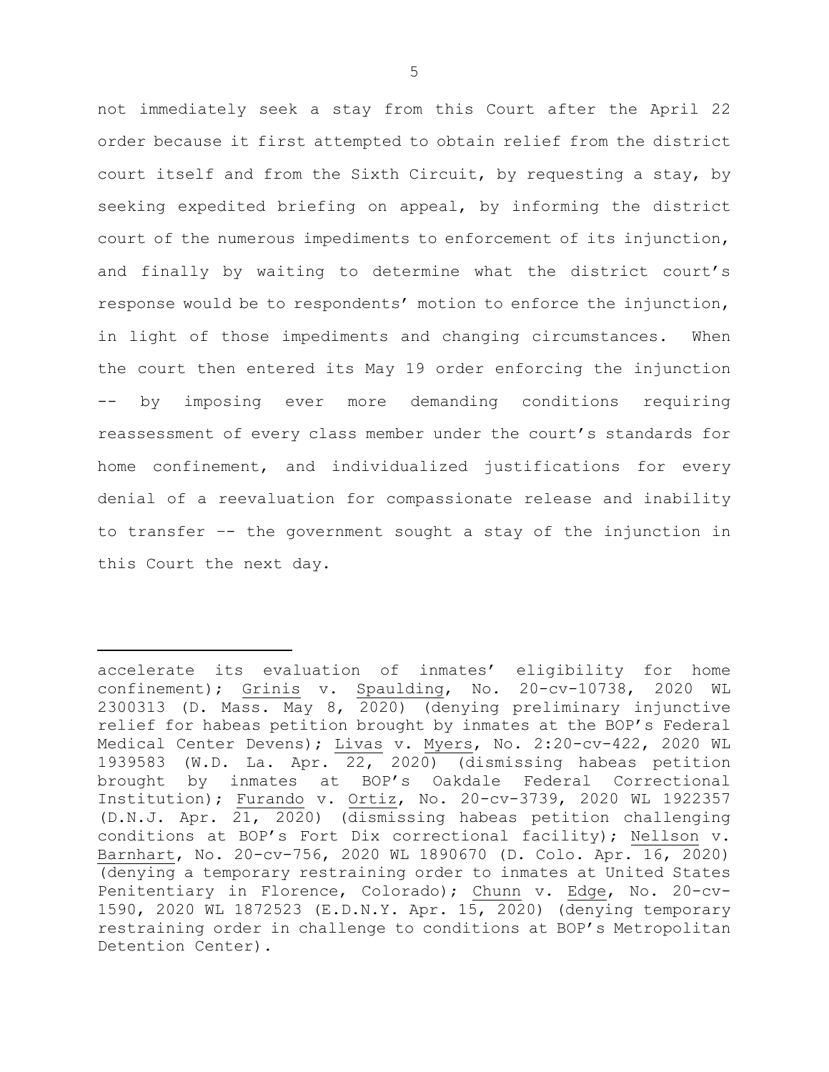not immediately seek a stay from this Court after the April 22 order because it first attempted to obtain relief from the district court itself and from the Sixth Circuit, by requesting a stay, by seeking expedited briefing on appeal, by informing the district court of the numerous impediments to enforcement of its injunction, and finally by waiting to determine what the district court's response would be to respondents' motion to enforce the injunction, in light of those impediments and changing circumstances. When the court then entered its May 19 order enforcing the injunction -- by imposing ever more demanding conditions requiring reassessment of every class member under the court's standards for home confinement, and individualized justifications for every denial of a reevaluation for compassionate release and inability to transfer -- the government sought a stay of the injunction in this Court the next day.

---

accelerate its evaluation of inmates' eligibility for home confinement); Grinis v. Spaulding, No. 20-cv-10738, 2020 WL 2300313 (D. Mass. May 8, 2020) (denying preliminary injunctive relief for habeas petition brought by inmates at the BOP's Federal Medical Center Devens); Livas v. Myers, No. 2:20-cv-422, 2020 WL 1939583 (W.D. La. Apr. 22, 2020) (dismissing habeas petition brought by inmates at BOP's Oakdale Federal Correctional Institution); Furando v. Ortiz, No. 20-cv-3739, 2020 WL 1922357 (D.N.J. Apr. 21, 2020) (dismissing habeas petition challenging conditions at BOP's Fort Dix correctional facility); Nellson v. Barnhart, No. 20-cv-756, 2020 WL 1890670 (D. Colo. Apr. 16, 2020) (denying a temporary restraining order to inmates at United States Penitentiary in Florence, Colorado); Chunn v. Edge, No. 20-cv-1590, 2020 WL 1872523 (E.D.N.Y. Apr. 15, 2020) (denying temporary restraining order in challenge to conditions at BOP's Metropolitan Detention Center).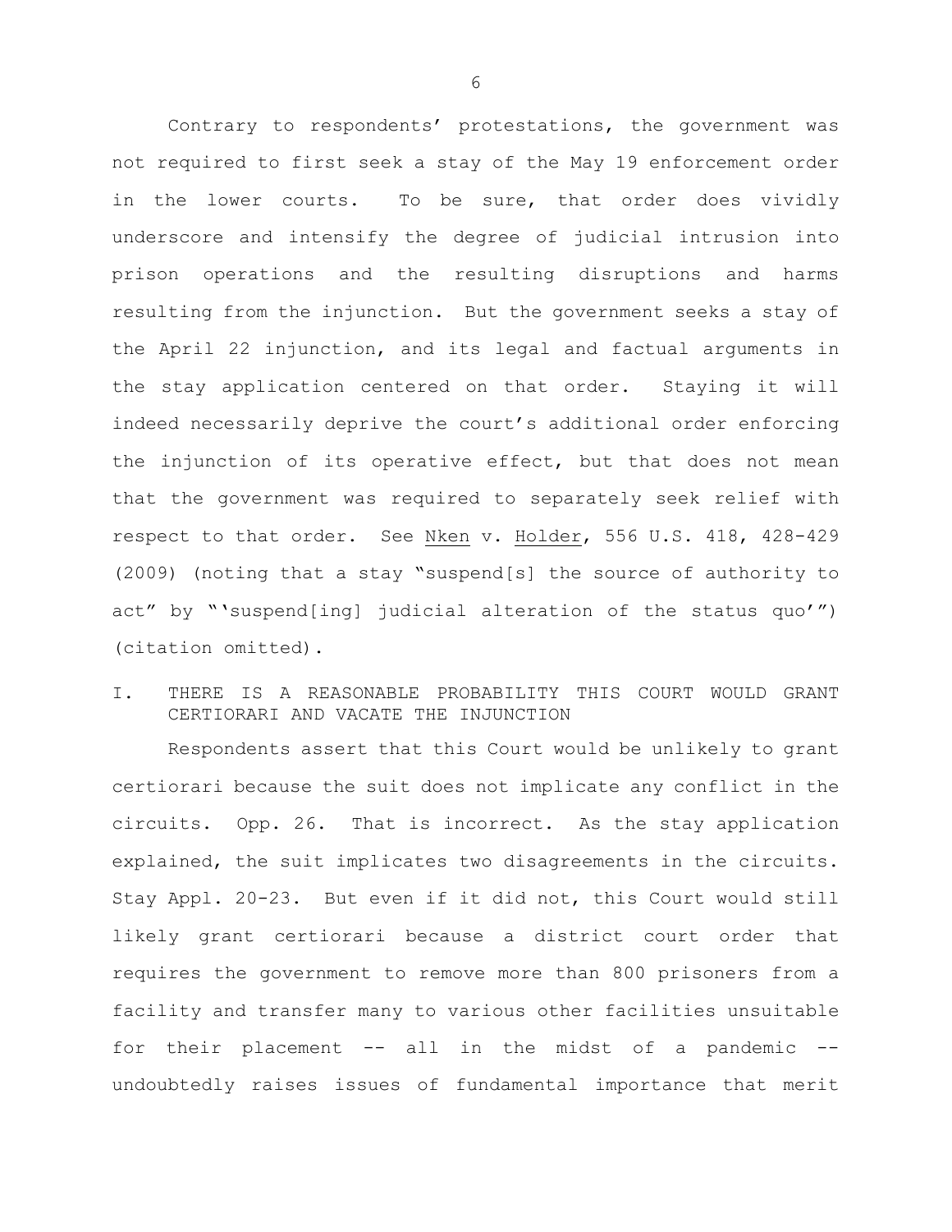Contrary to respondents' protestations, the government was not required to first seek a stay of the May 19 enforcement order in the lower courts. To be sure, that order does vividly underscore and intensify the degree of judicial intrusion into prison operations and the resulting disruptions and harms resulting from the injunction. But the government seeks a stay of the April 22 injunction, and its legal and factual arguments in the stay application centered on that order. Staying it will indeed necessarily deprive the court's additional order enforcing the injunction of its operative effect, but that does not mean that the government was required to separately seek relief with respect to that order. See Nken v. Holder, 556 U.S. 418, 428-429 (2009) (noting that a stay "suspend[s] the source of authority to act" by "'suspend[ing] judicial alteration of the status quo'") (citation omitted).

## I. THERE IS A REASONABLE PROBABILITY THIS COURT WOULD GRANT CERTIORARI AND VACATE THE INJUNCTION

Respondents assert that this Court would be unlikely to grant certiorari because the suit does not implicate any conflict in the circuits. Opp. 26. That is incorrect. As the stay application explained, the suit implicates two disagreements in the circuits. Stay Appl. 20-23. But even if it did not, this Court would still likely grant certiorari because a district court order that requires the government to remove more than 800 prisoners from a facility and transfer many to various other facilities unsuitable for their placement -- all in the midst of a pandemic -- undoubtedly raises issues of fundamental importance that merit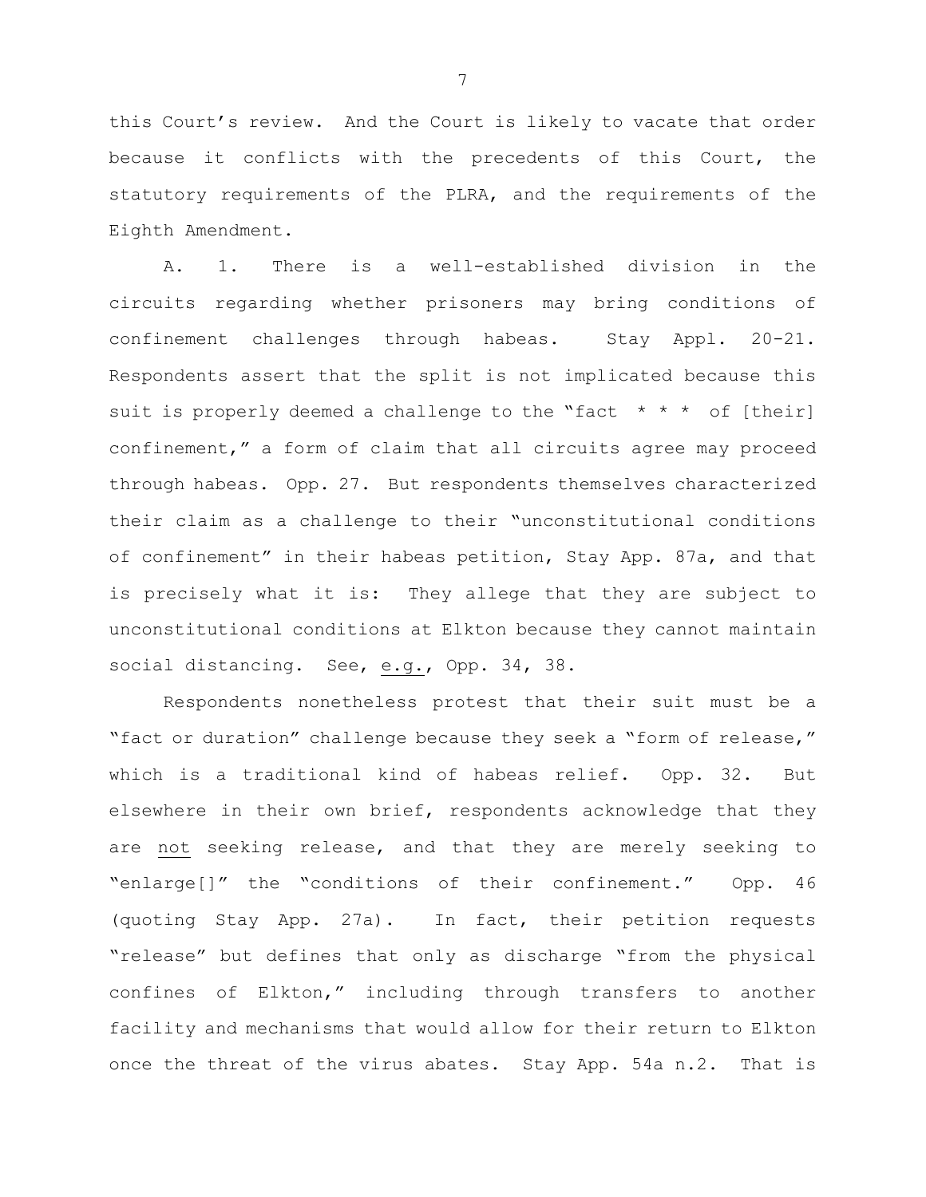this Court's review. And the Court is likely to vacate that order because it conflicts with the precedents of this Court, the statutory requirements of the PLRA, and the requirements of the Eighth Amendment.

A. 1. There is a well-established division in the circuits regarding whether prisoners may bring conditions of confinement challenges through habeas. Stay Appl. 20-21. Respondents assert that the split is not implicated because this suit is properly deemed a challenge to the "fact * * * of [their] confinement," a form of claim that all circuits agree may proceed through habeas. Opp. 27. But respondents themselves characterized their claim as a challenge to their "unconstitutional conditions of confinement" in their habeas petition, Stay App. 87a, and that is precisely what it is: They allege that they are subject to unconstitutional conditions at Elkton because they cannot maintain social distancing. See, e.g., Opp. 34, 38.

Respondents nonetheless protest that their suit must be a "fact or duration" challenge because they seek a "form of release," which is a traditional kind of habeas relief. Opp. 32. But elsewhere in their own brief, respondents acknowledge that they are not seeking release, and that they are merely seeking to "enlarge[]" the "conditions of their confinement." Opp. 46 (quoting Stay App. 27a). In fact, their petition requests "release" but defines that only as discharge "from the physical confines of Elkton," including through transfers to another facility and mechanisms that would allow for their return to Elkton once the threat of the virus abates. Stay App. 54a n.2. That is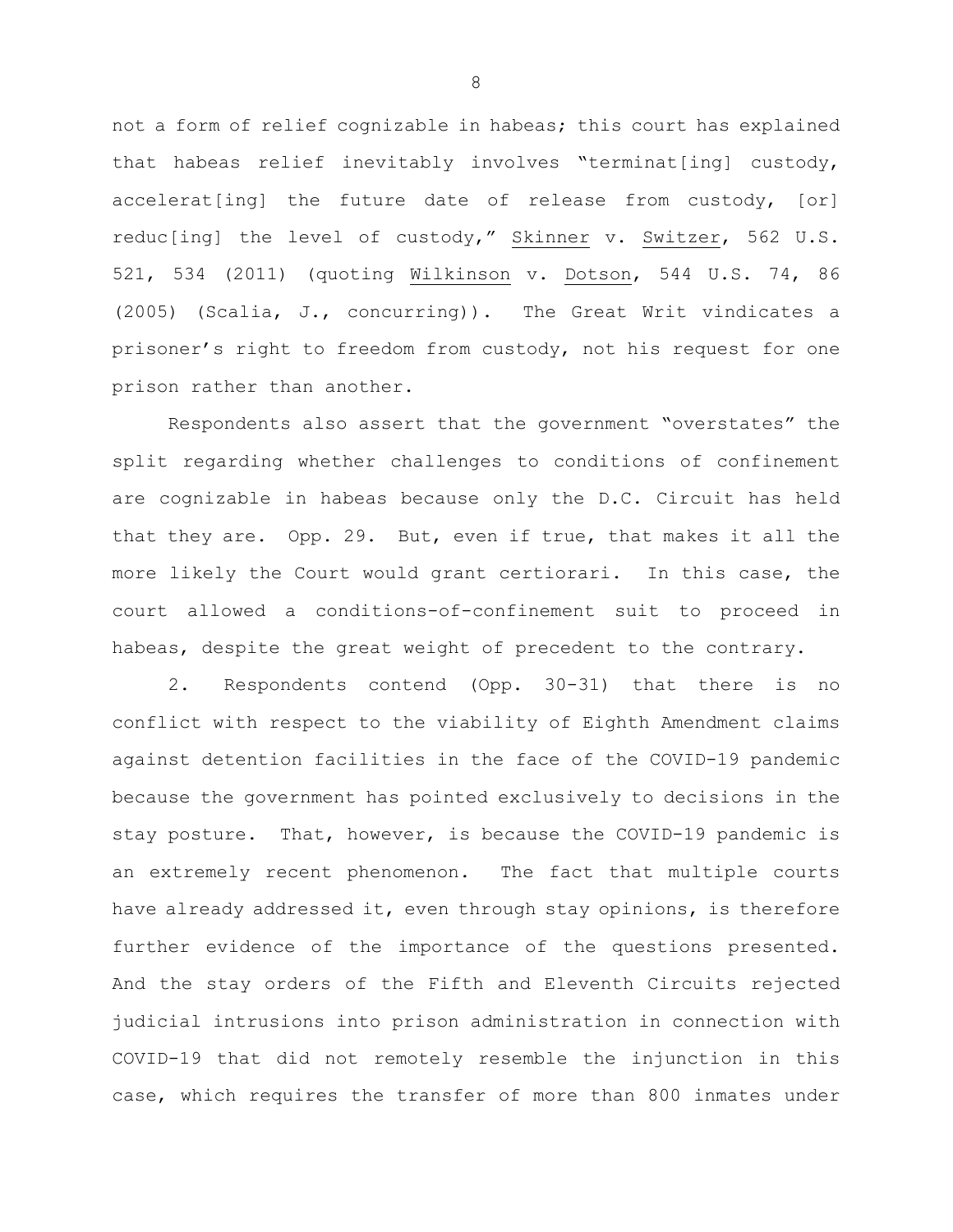not a form of relief cognizable in habeas; this court has explained that habeas relief inevitably involves "terminat[ing] custody, accelerat[ing] the future date of release from custody, [or] reduc[ing] the level of custody," Skinner v. Switzer, 562 U.S. 521, 534 (2011) (quoting Wilkinson v. Dotson, 544 U.S. 74, 86 (2005) (Scalia, J., concurring)). The Great Writ vindicates a prisoner's right to freedom from custody, not his request for one prison rather than another.

Respondents also assert that the government "overstates" the split regarding whether challenges to conditions of confinement are cognizable in habeas because only the D.C. Circuit has held that they are. Opp. 29. But, even if true, that makes it all the more likely the Court would grant certiorari. In this case, the court allowed a conditions-of-confinement suit to proceed in habeas, despite the great weight of precedent to the contrary.

2. Respondents contend (Opp. 30-31) that there is no conflict with respect to the viability of Eighth Amendment claims against detention facilities in the face of the COVID-19 pandemic because the government has pointed exclusively to decisions in the stay posture. That, however, is because the COVID-19 pandemic is an extremely recent phenomenon. The fact that multiple courts have already addressed it, even through stay opinions, is therefore further evidence of the importance of the questions presented. And the stay orders of the Fifth and Eleventh Circuits rejected judicial intrusions into prison administration in connection with COVID-19 that did not remotely resemble the injunction in this case, which requires the transfer of more than 800 inmates under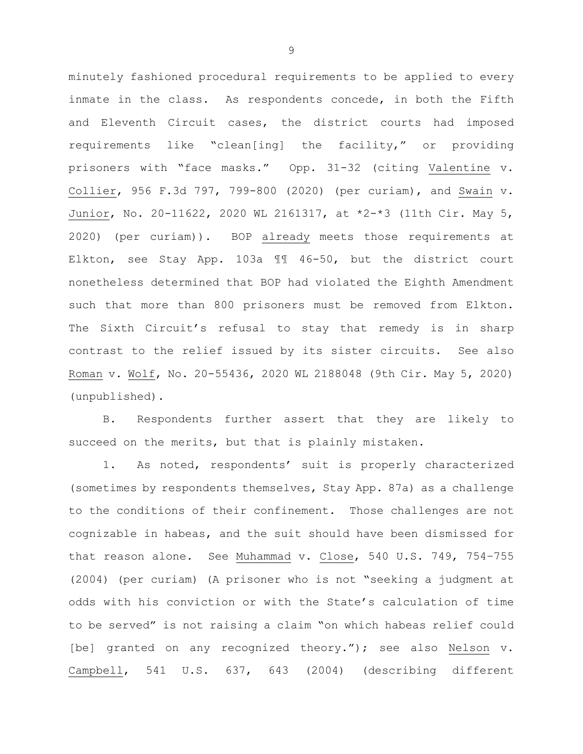minutely fashioned procedural requirements to be applied to every inmate in the class. As respondents concede, in both the Fifth and Eleventh Circuit cases, the district courts had imposed requirements like "clean[ing] the facility," or providing prisoners with "face masks." Opp. 31-32 (citing Valentine v. Collier, 956 F.3d 797, 799-800 (2020) (per curiam), and Swain v. Junior, No. 20-11622, 2020 WL 2161317, at *2-*3 (11th Cir. May 5, 2020) (per curiam)). BOP already meets those requirements at Elkton, see Stay App. 103a ¶¶ 46-50, but the district court nonetheless determined that BOP had violated the Eighth Amendment such that more than 800 prisoners must be removed from Elkton. The Sixth Circuit's refusal to stay that remedy is in sharp contrast to the relief issued by its sister circuits. See also Roman v. Wolf, No. 20-55436, 2020 WL 2188048 (9th Cir. May 5, 2020) (unpublished).

B. Respondents further assert that they are likely to succeed on the merits, but that is plainly mistaken.

1. As noted, respondents' suit is properly characterized (sometimes by respondents themselves, Stay App. 87a) as a challenge to the conditions of their confinement. Those challenges are not cognizable in habeas, and the suit should have been dismissed for that reason alone. See Muhammad v. Close, 540 U.S. 749, 754–755 (2004) (per curiam) (A prisoner who is not "seeking a judgment at odds with his conviction or with the State's calculation of time to be served" is not raising a claim "on which habeas relief could [be] granted on any recognized theory."); see also Nelson v. Campbell, 541 U.S. 637, 643 (2004) (describing different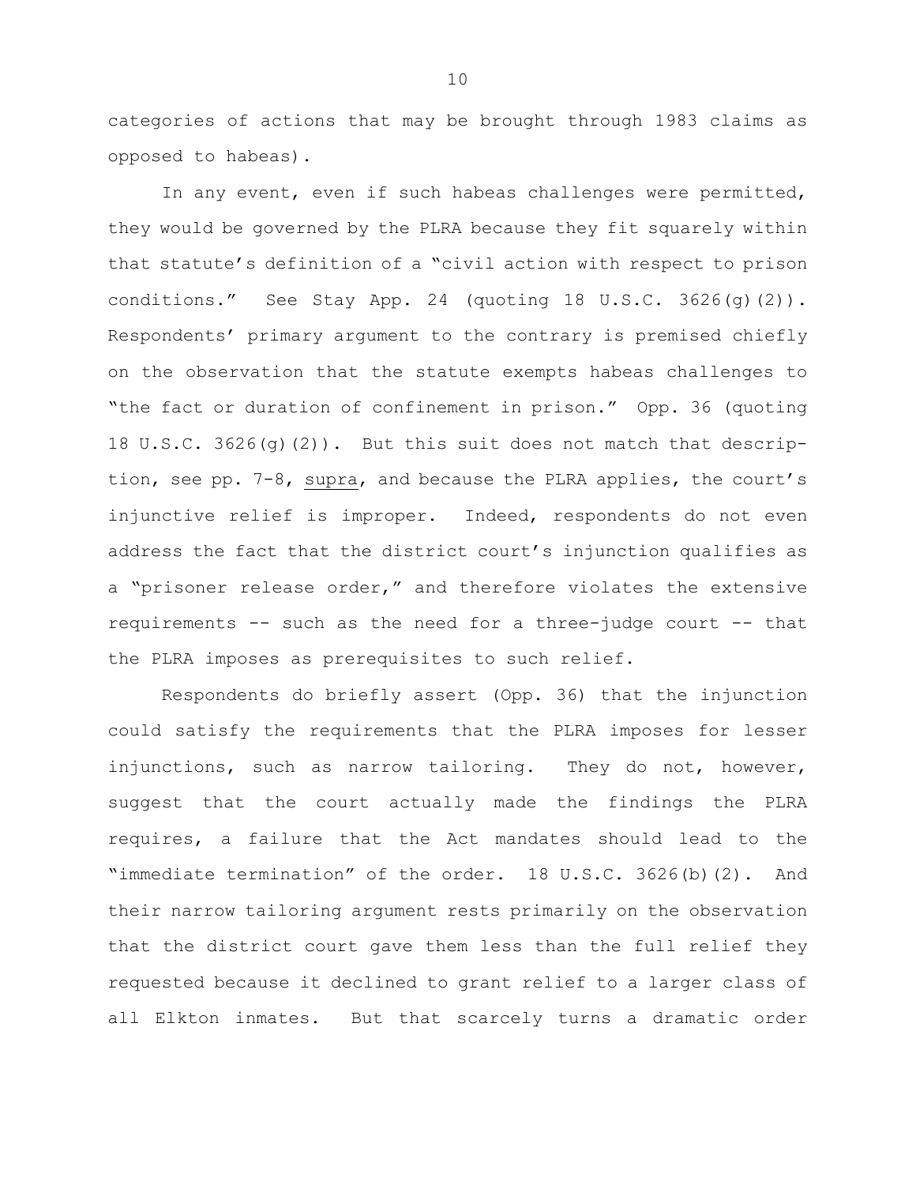categories of actions that may be brought through 1983 claims as opposed to habeas).

In any event, even if such habeas challenges were permitted, they would be governed by the PLRA because they fit squarely within that statute's definition of a "civil action with respect to prison conditions." See Stay App. 24 (quoting 18 U.S.C. 3626(g)(2)). Respondents' primary argument to the contrary is premised chiefly on the observation that the statute exempts habeas challenges to "the fact or duration of confinement in prison." Opp. 36 (quoting 18 U.S.C. 3626(g)(2)). But this suit does not match that description, see pp. 7-8, supra, and because the PLRA applies, the court's injunctive relief is improper. Indeed, respondents do not even address the fact that the district court's injunction qualifies as a "prisoner release order," and therefore violates the extensive requirements -- such as the need for a three-judge court -- that the PLRA imposes as prerequisites to such relief.

Respondents do briefly assert (Opp. 36) that the injunction could satisfy the requirements that the PLRA imposes for lesser injunctions, such as narrow tailoring. They do not, however, suggest that the court actually made the findings the PLRA requires, a failure that the Act mandates should lead to the "immediate termination" of the order. 18 U.S.C. 3626(b)(2). And their narrow tailoring argument rests primarily on the observation that the district court gave them less than the full relief they requested because it declined to grant relief to a larger class of all Elkton inmates. But that scarcely turns a dramatic order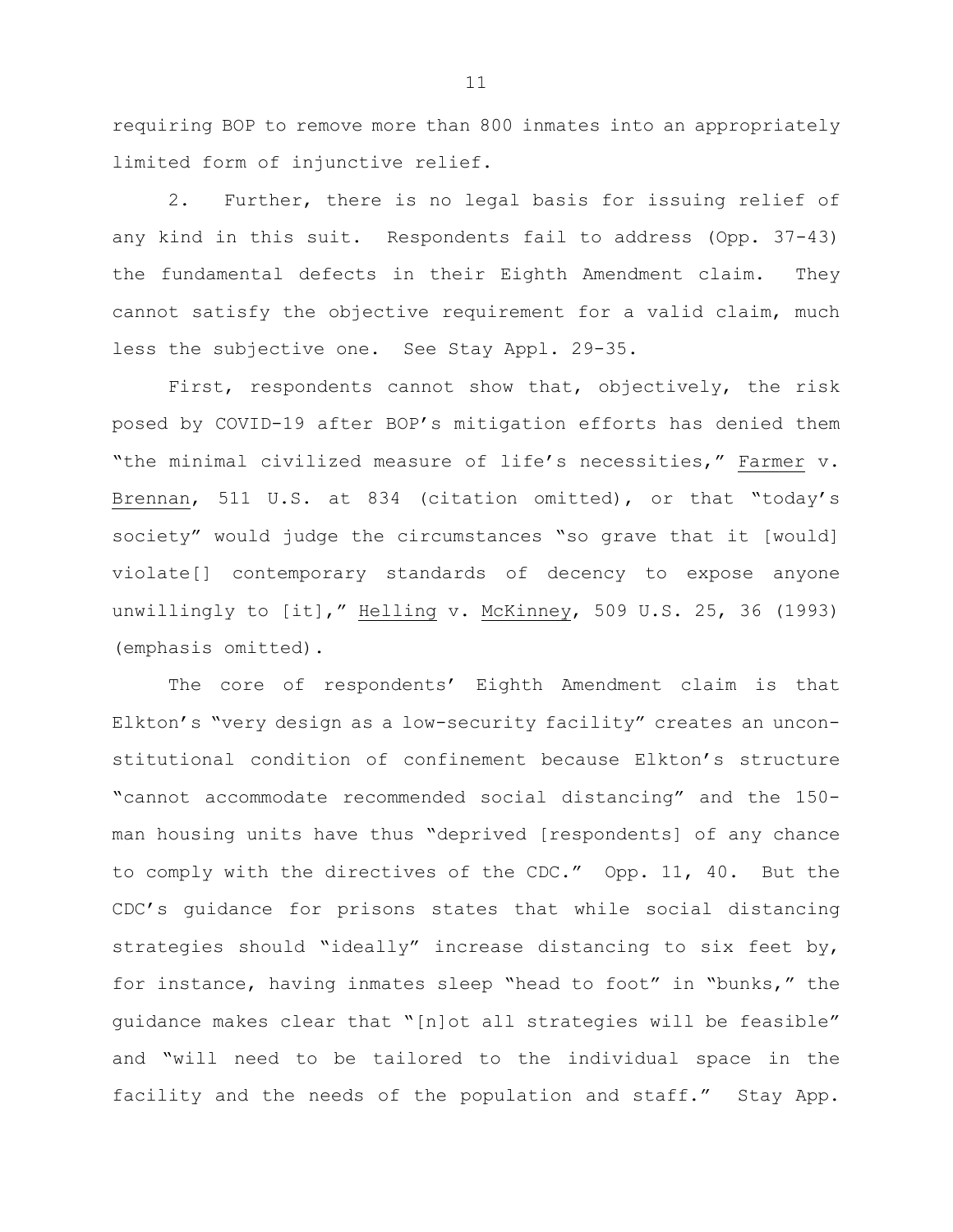requiring BOP to remove more than 800 inmates into an appropriately limited form of injunctive relief.

2. Further, there is no legal basis for issuing relief of any kind in this suit. Respondents fail to address (Opp. 37-43) the fundamental defects in their Eighth Amendment claim. They cannot satisfy the objective requirement for a valid claim, much less the subjective one. See Stay Appl. 29-35.

First, respondents cannot show that, objectively, the risk posed by COVID-19 after BOP's mitigation efforts has denied them "the minimal civilized measure of life's necessities," Farmer v. Brennan, 511 U.S. at 834 (citation omitted), or that "today's society" would judge the circumstances "so grave that it [would] violate[] contemporary standards of decency to expose anyone unwillingly to [it]," Helling v. McKinney, 509 U.S. 25, 36 (1993) (emphasis omitted).

The core of respondents' Eighth Amendment claim is that Elkton's "very design as a low-security facility" creates an unconstitutional condition of confinement because Elkton's structure "cannot accommodate recommended social distancing" and the 150-man housing units have thus "deprived [respondents] of any chance to comply with the directives of the CDC." Opp. 11, 40. But the CDC's guidance for prisons states that while social distancing strategies should "ideally" increase distancing to six feet by, for instance, having inmates sleep "head to foot" in "bunks," the guidance makes clear that "[n]ot all strategies will be feasible" and "will need to be tailored to the individual space in the facility and the needs of the population and staff." Stay App.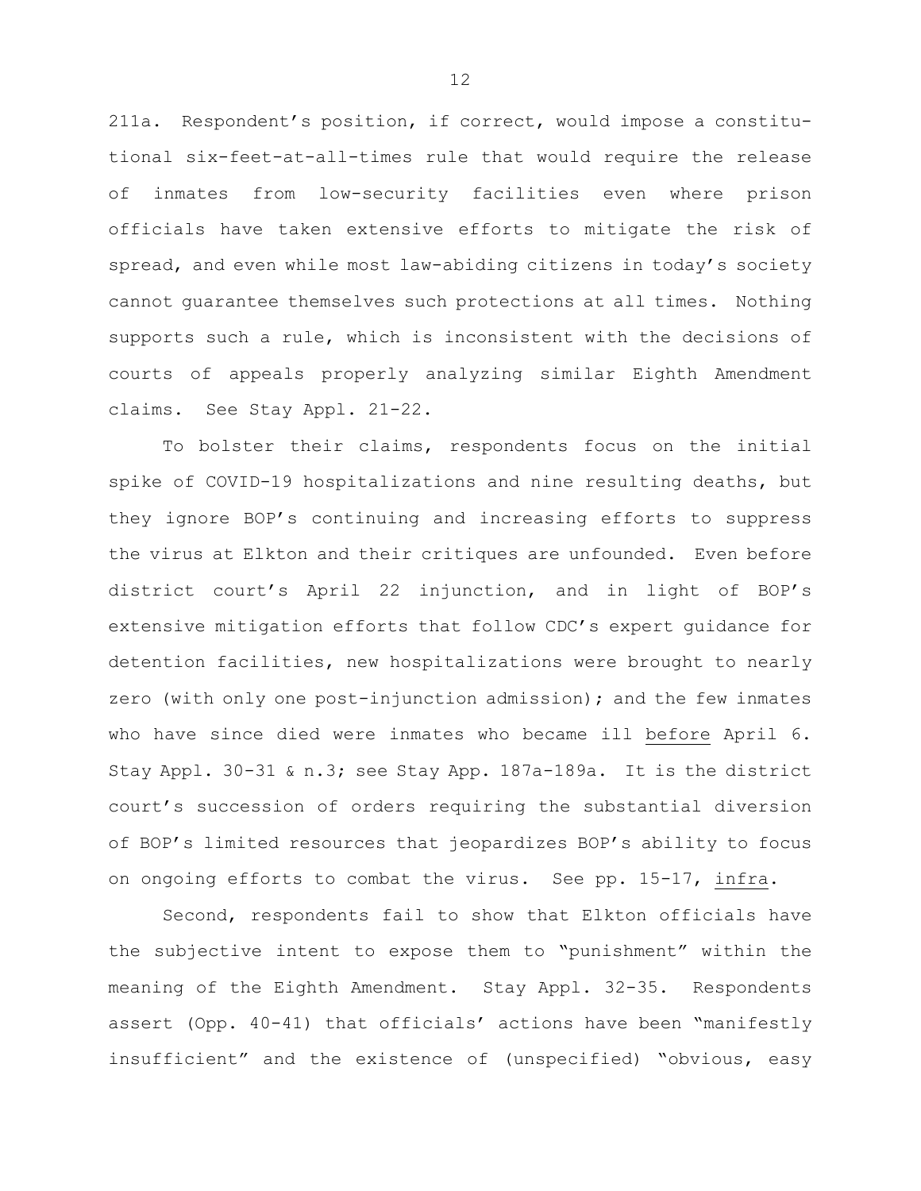211a. Respondent's position, if correct, would impose a constitutional six-feet-at-all-times rule that would require the release of inmates from low-security facilities even where prison officials have taken extensive efforts to mitigate the risk of spread, and even while most law-abiding citizens in today's society cannot guarantee themselves such protections at all times. Nothing supports such a rule, which is inconsistent with the decisions of courts of appeals properly analyzing similar Eighth Amendment claims. See Stay Appl. 21-22.

To bolster their claims, respondents focus on the initial spike of COVID-19 hospitalizations and nine resulting deaths, but they ignore BOP's continuing and increasing efforts to suppress the virus at Elkton and their critiques are unfounded. Even before district court's April 22 injunction, and in light of BOP's extensive mitigation efforts that follow CDC's expert guidance for detention facilities, new hospitalizations were brought to nearly zero (with only one post-injunction admission); and the few inmates who have since died were inmates who became ill <u>before</u> April 6. Stay Appl. 30-31 & n.3; see Stay App. 187a-189a. It is the district court's succession of orders requiring the substantial diversion of BOP's limited resources that jeopardizes BOP's ability to focus on ongoing efforts to combat the virus. See pp. 15-17, <u>infra</u>.

Second, respondents fail to show that Elkton officials have the subjective intent to expose them to "punishment" within the meaning of the Eighth Amendment. Stay Appl. 32-35. Respondents assert (Opp. 40-41) that officials' actions have been "manifestly insufficient" and the existence of (unspecified) "obvious, easy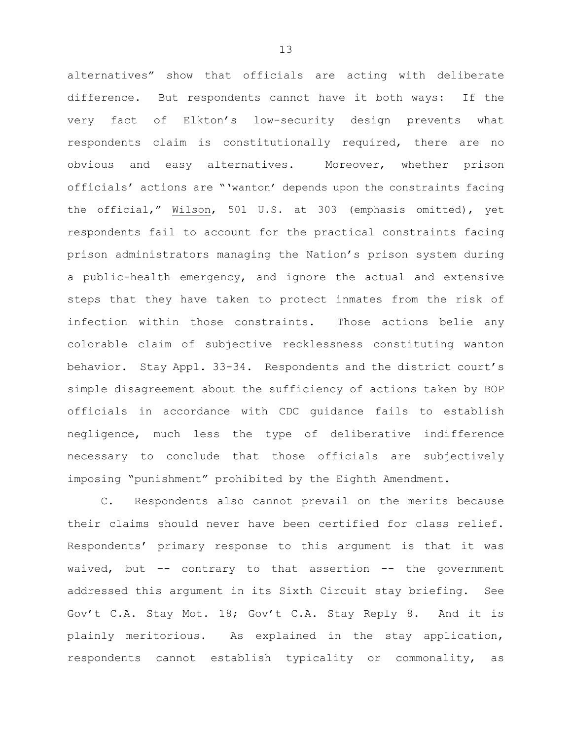alternatives" show that officials are acting with deliberate difference. But respondents cannot have it both ways: If the very fact of Elkton's low-security design prevents what respondents claim is constitutionally required, there are no obvious and easy alternatives. Moreover, whether prison officials' actions are "'wanton' depends upon the constraints facing the official," Wilson, 501 U.S. at 303 (emphasis omitted), yet respondents fail to account for the practical constraints facing prison administrators managing the Nation's prison system during a public-health emergency, and ignore the actual and extensive steps that they have taken to protect inmates from the risk of infection within those constraints. Those actions belie any colorable claim of subjective recklessness constituting wanton behavior. Stay Appl. 33-34. Respondents and the district court's simple disagreement about the sufficiency of actions taken by BOP officials in accordance with CDC guidance fails to establish negligence, much less the type of deliberative indifference necessary to conclude that those officials are subjectively imposing "punishment" prohibited by the Eighth Amendment.

C. Respondents also cannot prevail on the merits because their claims should never have been certified for class relief. Respondents' primary response to this argument is that it was waived, but -- contrary to that assertion -- the government addressed this argument in its Sixth Circuit stay briefing. See Gov't C.A. Stay Mot. 18; Gov't C.A. Stay Reply 8. And it is plainly meritorious. As explained in the stay application, respondents cannot establish typicality or commonality, as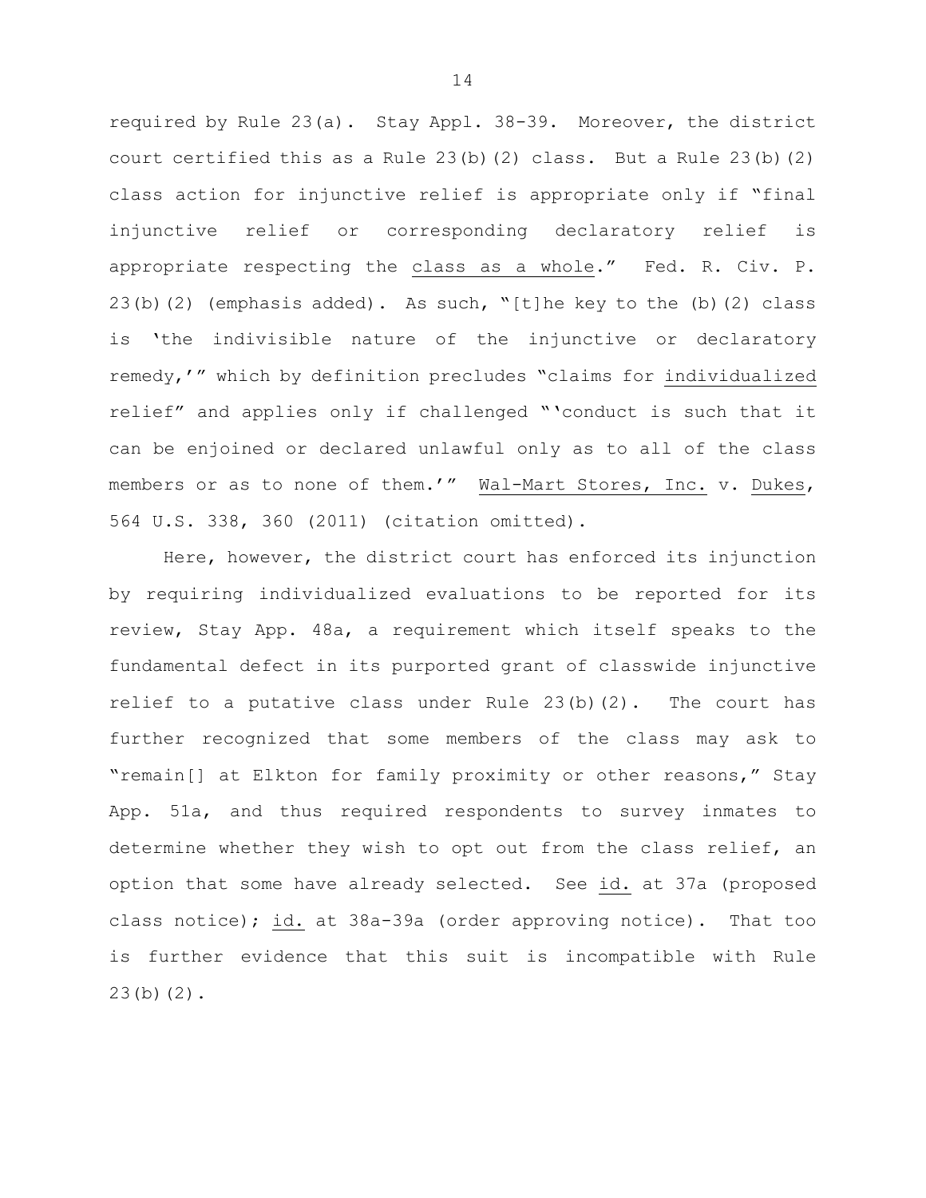required by Rule 23(a). Stay Appl. 38-39. Moreover, the district court certified this as a Rule 23(b)(2) class. But a Rule 23(b)(2) class action for injunctive relief is appropriate only if "final injunctive relief or corresponding declaratory relief is appropriate respecting the <u>class as a whole</u>." Fed. R. Civ. P. 23(b)(2) (emphasis added). As such, "[t]he key to the (b)(2) class is 'the indivisible nature of the injunctive or declaratory remedy,'" which by definition precludes "claims for <u>individualized</u> relief" and applies only if challenged "'conduct is such that it can be enjoined or declared unlawful only as to all of the class members or as to none of them.'" <u>Wal-Mart Stores, Inc.</u> v. <u>Dukes</u>, 564 U.S. 338, 360 (2011) (citation omitted).

Here, however, the district court has enforced its injunction by requiring individualized evaluations to be reported for its review, Stay App. 48a, a requirement which itself speaks to the fundamental defect in its purported grant of classwide injunctive relief to a putative class under Rule 23(b)(2). The court has further recognized that some members of the class may ask to "remain[] at Elkton for family proximity or other reasons," Stay App. 51a, and thus required respondents to survey inmates to determine whether they wish to opt out from the class relief, an option that some have already selected. See <u>id.</u> at 37a (proposed class notice); <u>id.</u> at 38a-39a (order approving notice). That too is further evidence that this suit is incompatible with Rule 23(b)(2).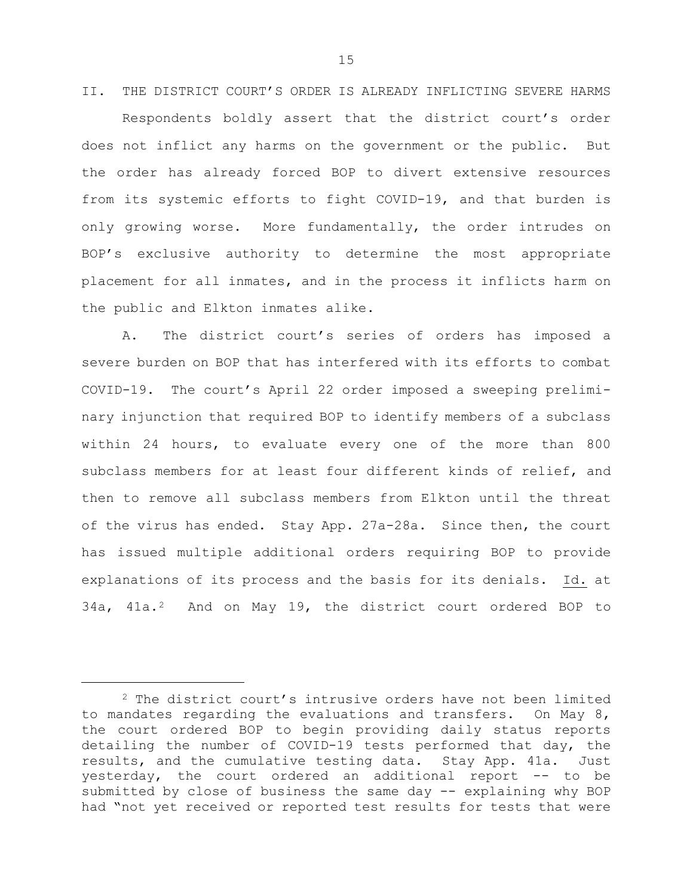## II. THE DISTRICT COURT'S ORDER IS ALREADY INFLICTING SEVERE HARMS

Respondents boldly assert that the district court's order does not inflict any harms on the government or the public. But the order has already forced BOP to divert extensive resources from its systemic efforts to fight COVID-19, and that burden is only growing worse. More fundamentally, the order intrudes on BOP's exclusive authority to determine the most appropriate placement for all inmates, and in the process it inflicts harm on the public and Elkton inmates alike.

A. The district court's series of orders has imposed a severe burden on BOP that has interfered with its efforts to combat COVID-19. The court's April 22 order imposed a sweeping preliminary injunction that required BOP to identify members of a subclass within 24 hours, to evaluate every one of the more than 800 subclass members for at least four different kinds of relief, and then to remove all subclass members from Elkton until the threat of the virus has ended. Stay App. 27a-28a. Since then, the court has issued multiple additional orders requiring BOP to provide explanations of its process and the basis for its denials. Id. at 34a, 41a.[2] And on May 19, the district court ordered BOP to

[2] The district court's intrusive orders have not been limited to mandates regarding the evaluations and transfers. On May 8, the court ordered BOP to begin providing daily status reports detailing the number of COVID-19 tests performed that day, the results, and the cumulative testing data. Stay App. 41a. Just yesterday, the court ordered an additional report -- to be submitted by close of business the same day -- explaining why BOP had "not yet received or reported test results for tests that were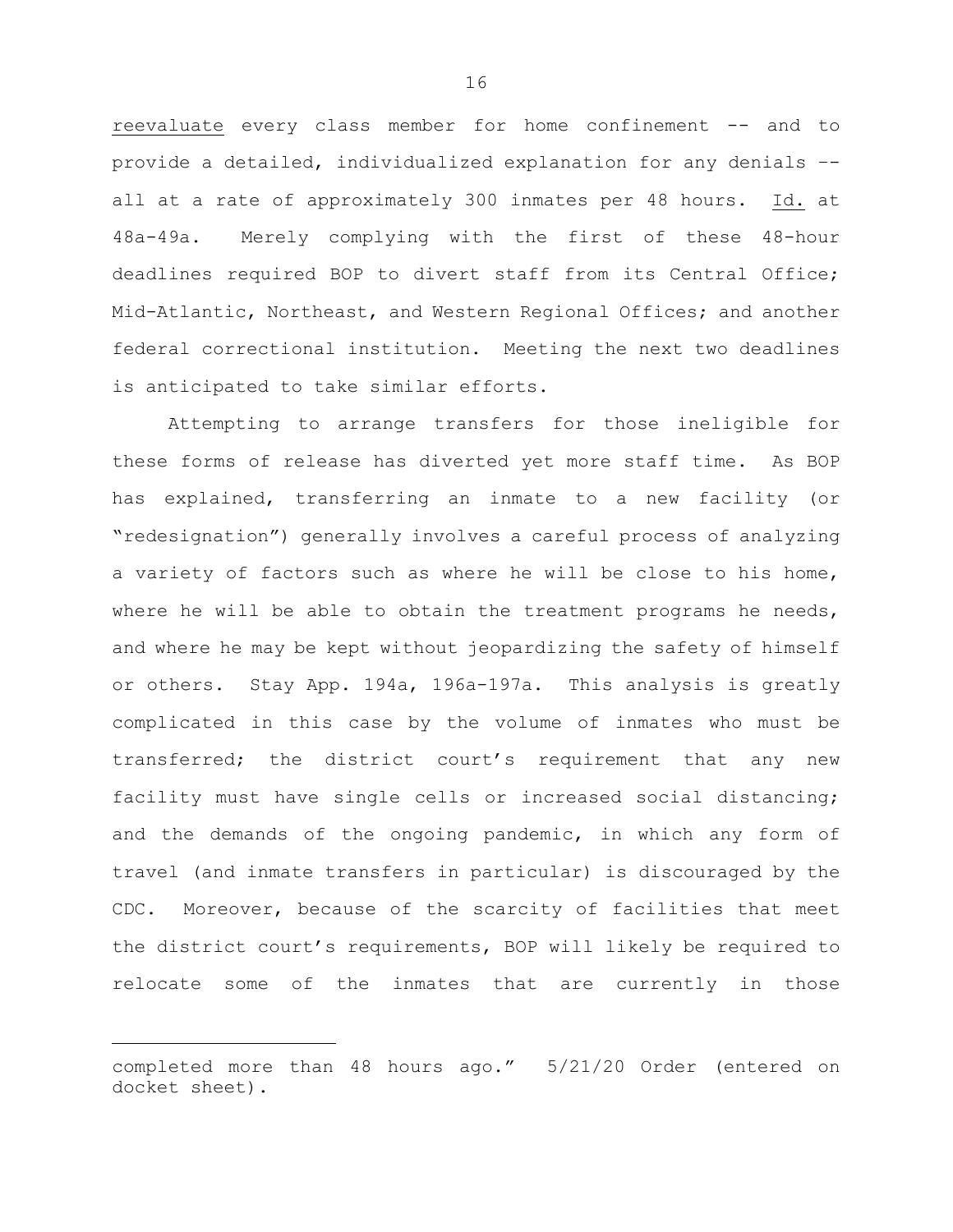reevaluate every class member for home confinement -- and to provide a detailed, individualized explanation for any denials -- all at a rate of approximately 300 inmates per 48 hours. Id. at 48a-49a. Merely complying with the first of these 48-hour deadlines required BOP to divert staff from its Central Office; Mid-Atlantic, Northeast, and Western Regional Offices; and another federal correctional institution. Meeting the next two deadlines is anticipated to take similar efforts.

Attempting to arrange transfers for those ineligible for these forms of release has diverted yet more staff time. As BOP has explained, transferring an inmate to a new facility (or "redesignation") generally involves a careful process of analyzing a variety of factors such as where he will be close to his home, where he will be able to obtain the treatment programs he needs, and where he may be kept without jeopardizing the safety of himself or others. Stay App. 194a, 196a-197a. This analysis is greatly complicated in this case by the volume of inmates who must be transferred; the district court's requirement that any new facility must have single cells or increased social distancing; and the demands of the ongoing pandemic, in which any form of travel (and inmate transfers in particular) is discouraged by the CDC. Moreover, because of the scarcity of facilities that meet the district court's requirements, BOP will likely be required to relocate some of the inmates that are currently in those

---

completed more than 48 hours ago." 5/21/20 Order (entered on docket sheet).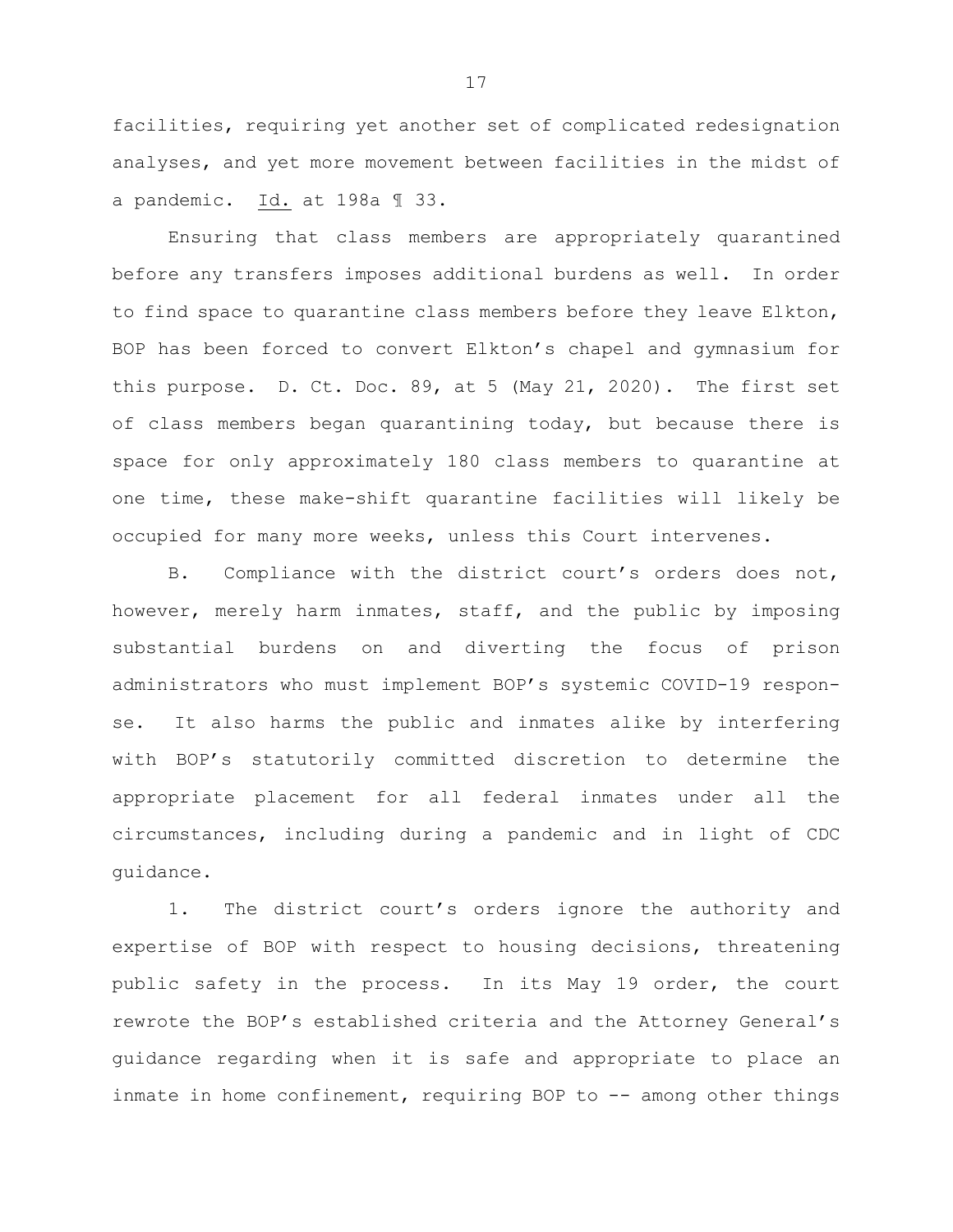facilities, requiring yet another set of complicated redesignation analyses, and yet more movement between facilities in the midst of a pandemic. Id. at 198a ¶ 33.

Ensuring that class members are appropriately quarantined before any transfers imposes additional burdens as well. In order to find space to quarantine class members before they leave Elkton, BOP has been forced to convert Elkton's chapel and gymnasium for this purpose. D. Ct. Doc. 89, at 5 (May 21, 2020). The first set of class members began quarantining today, but because there is space for only approximately 180 class members to quarantine at one time, these make-shift quarantine facilities will likely be occupied for many more weeks, unless this Court intervenes.

B. Compliance with the district court's orders does not, however, merely harm inmates, staff, and the public by imposing substantial burdens on and diverting the focus of prison administrators who must implement BOP's systemic COVID-19 response. It also harms the public and inmates alike by interfering with BOP's statutorily committed discretion to determine the appropriate placement for all federal inmates under all the circumstances, including during a pandemic and in light of CDC guidance.

1. The district court's orders ignore the authority and expertise of BOP with respect to housing decisions, threatening public safety in the process. In its May 19 order, the court rewrote the BOP's established criteria and the Attorney General's guidance regarding when it is safe and appropriate to place an inmate in home confinement, requiring BOP to -- among other things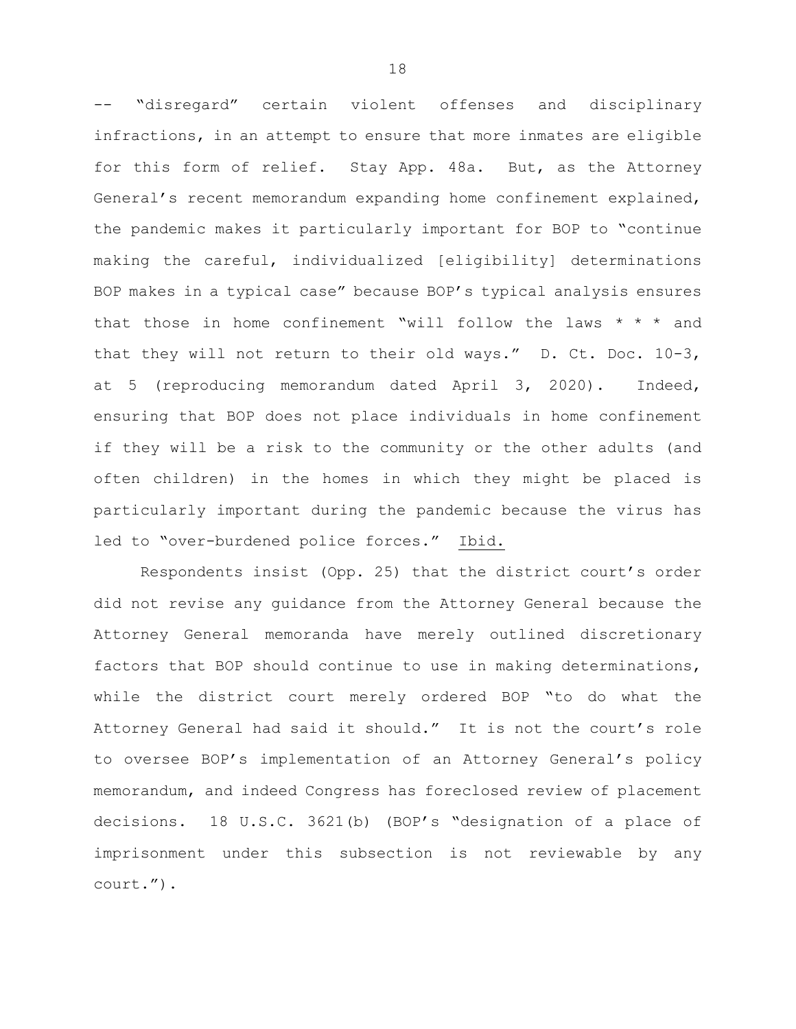-- "disregard" certain violent offenses and disciplinary infractions, in an attempt to ensure that more inmates are eligible for this form of relief. Stay App. 48a. But, as the Attorney General's recent memorandum expanding home confinement explained, the pandemic makes it particularly important for BOP to "continue making the careful, individualized [eligibility] determinations BOP makes in a typical case" because BOP's typical analysis ensures that those in home confinement "will follow the laws * * * and that they will not return to their old ways." D. Ct. Doc. 10-3, at 5 (reproducing memorandum dated April 3, 2020). Indeed, ensuring that BOP does not place individuals in home confinement if they will be a risk to the community or the other adults (and often children) in the homes in which they might be placed is particularly important during the pandemic because the virus has led to "over-burdened police forces." Ibid.

Respondents insist (Opp. 25) that the district court's order did not revise any guidance from the Attorney General because the Attorney General memoranda have merely outlined discretionary factors that BOP should continue to use in making determinations, while the district court merely ordered BOP "to do what the Attorney General had said it should." It is not the court's role to oversee BOP's implementation of an Attorney General's policy memorandum, and indeed Congress has foreclosed review of placement decisions. 18 U.S.C. 3621(b) (BOP's "designation of a place of imprisonment under this subsection is not reviewable by any court.").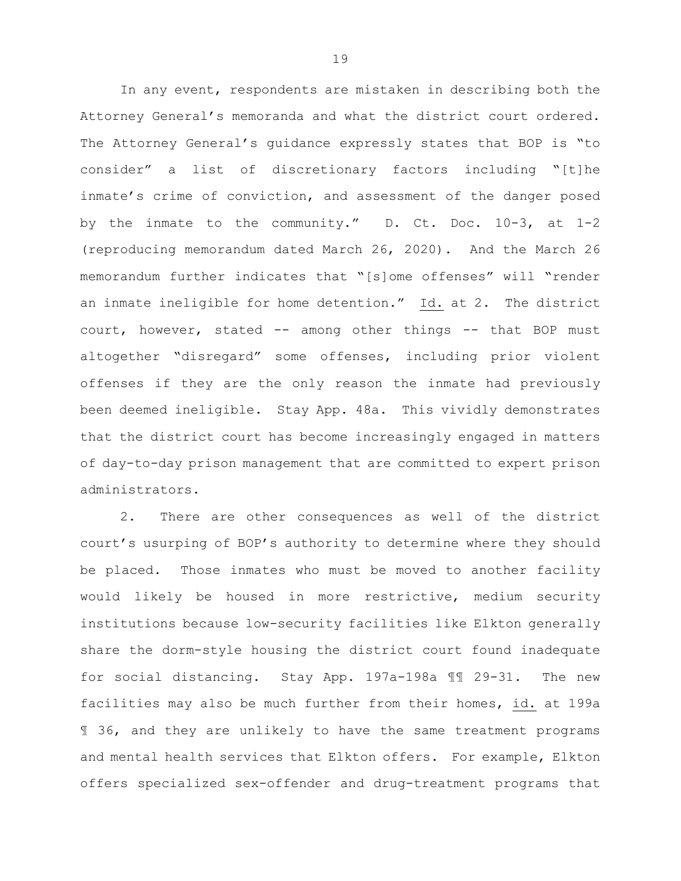In any event, respondents are mistaken in describing both the Attorney General's memoranda and what the district court ordered. The Attorney General's guidance expressly states that BOP is "to consider" a list of discretionary factors including "[t]he inmate's crime of conviction, and assessment of the danger posed by the inmate to the community." D. Ct. Doc. 10-3, at 1-2 (reproducing memorandum dated March 26, 2020). And the March 26 memorandum further indicates that "[s]ome offenses" will "render an inmate ineligible for home detention." Id. at 2. The district court, however, stated -- among other things -- that BOP must altogether "disregard" some offenses, including prior violent offenses if they are the only reason the inmate had previously been deemed ineligible. Stay App. 48a. This vividly demonstrates that the district court has become increasingly engaged in matters of day-to-day prison management that are committed to expert prison administrators.

2. There are other consequences as well of the district court's usurping of BOP's authority to determine where they should be placed. Those inmates who must be moved to another facility would likely be housed in more restrictive, medium security institutions because low-security facilities like Elkton generally share the dorm-style housing the district court found inadequate for social distancing. Stay App. 197a-198a ¶¶ 29-31. The new facilities may also be much further from their homes, id. at 199a ¶ 36, and they are unlikely to have the same treatment programs and mental health services that Elkton offers. For example, Elkton offers specialized sex-offender and drug-treatment programs that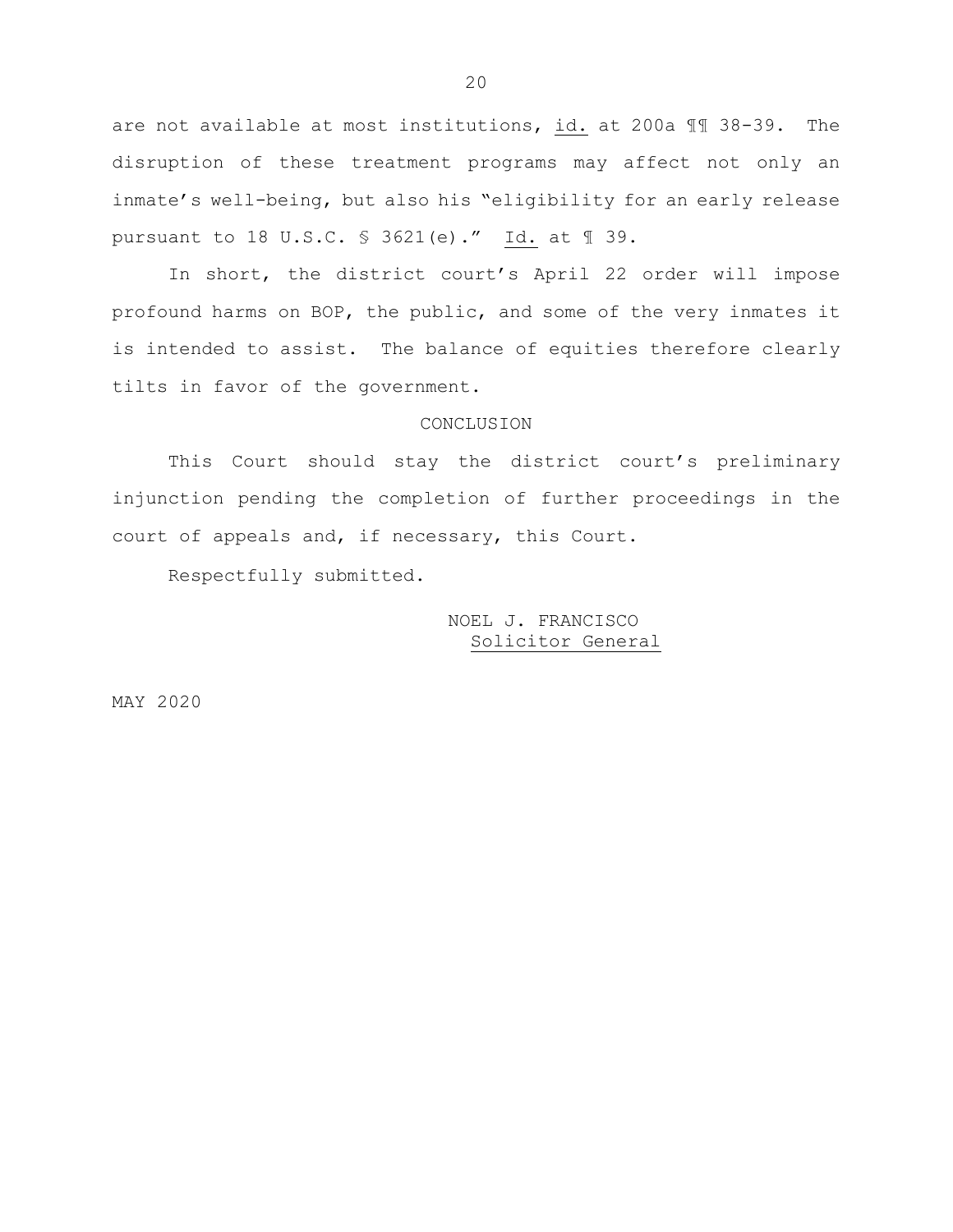are not available at most institutions, _id._ at 200a ¶¶ 38-39. The disruption of these treatment programs may affect not only an inmate's well-being, but also his "eligibility for an early release pursuant to 18 U.S.C. § 3621(e)." _Id._ at ¶ 39.

In short, the district court's April 22 order will impose profound harms on BOP, the public, and some of the very inmates it is intended to assist. The balance of equities therefore clearly tilts in favor of the government.

## CONCLUSION

This Court should stay the district court's preliminary injunction pending the completion of further proceedings in the court of appeals and, if necessary, this Court.

Respectfully submitted.

NOEL J. FRANCISCO
Solicitor General

MAY 2020